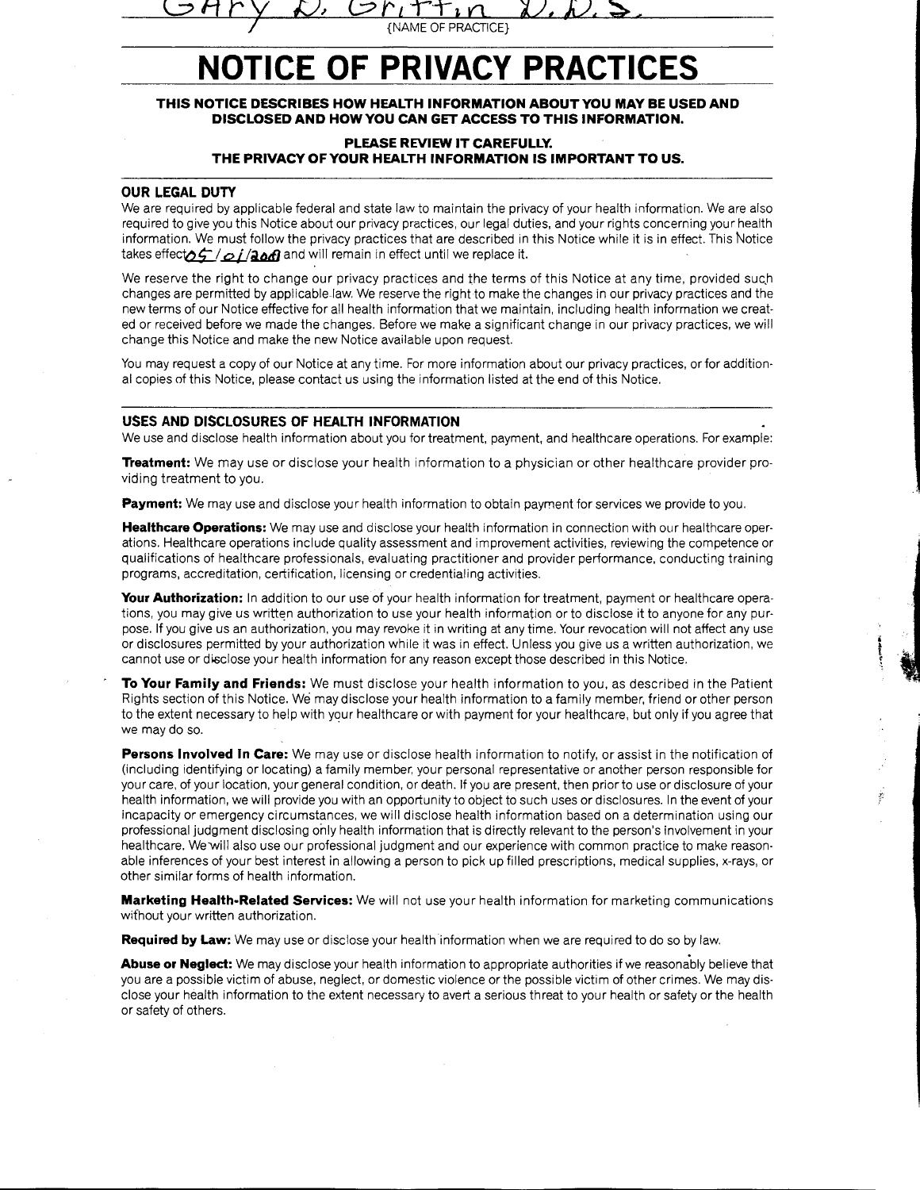Gary D. Griffin D.D.S.

{NAME OF PRACTICE}

# NOTICE OF PRIVACY PRACTICES

**THIS NOTICE DESCRIBES HOW HEALTH INFORMATION ABOUT YOU MAY BE USED AND DISCLOSED AND HOW YOU CAN GET ACCESS TO THIS INFORMATION.**

**PLEASE REVIEW IT CAREFULLY.**
**THE PRIVACY OF YOUR HEALTH INFORMATION IS IMPORTANT TO US.**

## OUR LEGAL DUTY

We are required by applicable federal and state law to maintain the privacy of your health information. We are also required to give you this Notice about our privacy practices, our legal duties, and your rights concerning your health information. We must follow the privacy practices that are described in this Notice while it is in effect. This Notice takes effect 05/01/2008 and will remain in effect until we replace it.

We reserve the right to change our privacy practices and the terms of this Notice at any time, provided such changes are permitted by applicable law. We reserve the right to make the changes in our privacy practices and the new terms of our Notice effective for all health information that we maintain, including health information we created or received before we made the changes. Before we make a significant change in our privacy practices, we will change this Notice and make the new Notice available upon request.

You may request a copy of our Notice at any time. For more information about our privacy practices, or for additional copies of this Notice, please contact us using the information listed at the end of this Notice.

## USES AND DISCLOSURES OF HEALTH INFORMATION

We use and disclose health information about you for treatment, payment, and healthcare operations. For example:

**Treatment:** We may use or disclose your health information to a physician or other healthcare provider providing treatment to you.

**Payment:** We may use and disclose your health information to obtain payment for services we provide to you.

**Healthcare Operations:** We may use and disclose your health information in connection with our healthcare operations. Healthcare operations include quality assessment and improvement activities, reviewing the competence or qualifications of healthcare professionals, evaluating practitioner and provider performance, conducting training programs, accreditation, certification, licensing or credentialing activities.

**Your Authorization:** In addition to our use of your health information for treatment, payment or healthcare operations, you may give us written authorization to use your health information or to disclose it to anyone for any purpose. If you give us an authorization, you may revoke it in writing at any time. Your revocation will not affect any use or disclosures permitted by your authorization while it was in effect. Unless you give us a written authorization, we cannot use or disclose your health information for any reason except those described in this Notice.

**To Your Family and Friends:** We must disclose your health information to you, as described in the Patient Rights section of this Notice. We may disclose your health information to a family member, friend or other person to the extent necessary to help with your healthcare or with payment for your healthcare, but only if you agree that we may do so.

**Persons Involved In Care:** We may use or disclose health information to notify, or assist in the notification of (including identifying or locating) a family member, your personal representative or another person responsible for your care, of your location, your general condition, or death. If you are present, then prior to use or disclosure of your health information, we will provide you with an opportunity to object to such uses or disclosures. In the event of your incapacity or emergency circumstances, we will disclose health information based on a determination using our professional judgment disclosing only health information that is directly relevant to the person's involvement in your healthcare. We will also use our professional judgment and our experience with common practice to make reasonable inferences of your best interest in allowing a person to pick up filled prescriptions, medical supplies, x-rays, or other similar forms of health information.

**Marketing Health-Related Services:** We will not use your health information for marketing communications without your written authorization.

**Required by Law:** We may use or disclose your health information when we are required to do so by law.

**Abuse or Neglect:** We may disclose your health information to appropriate authorities if we reasonably believe that you are a possible victim of abuse, neglect, or domestic violence or the possible victim of other crimes. We may disclose your health information to the extent necessary to avert a serious threat to your health or safety or the health or safety of others.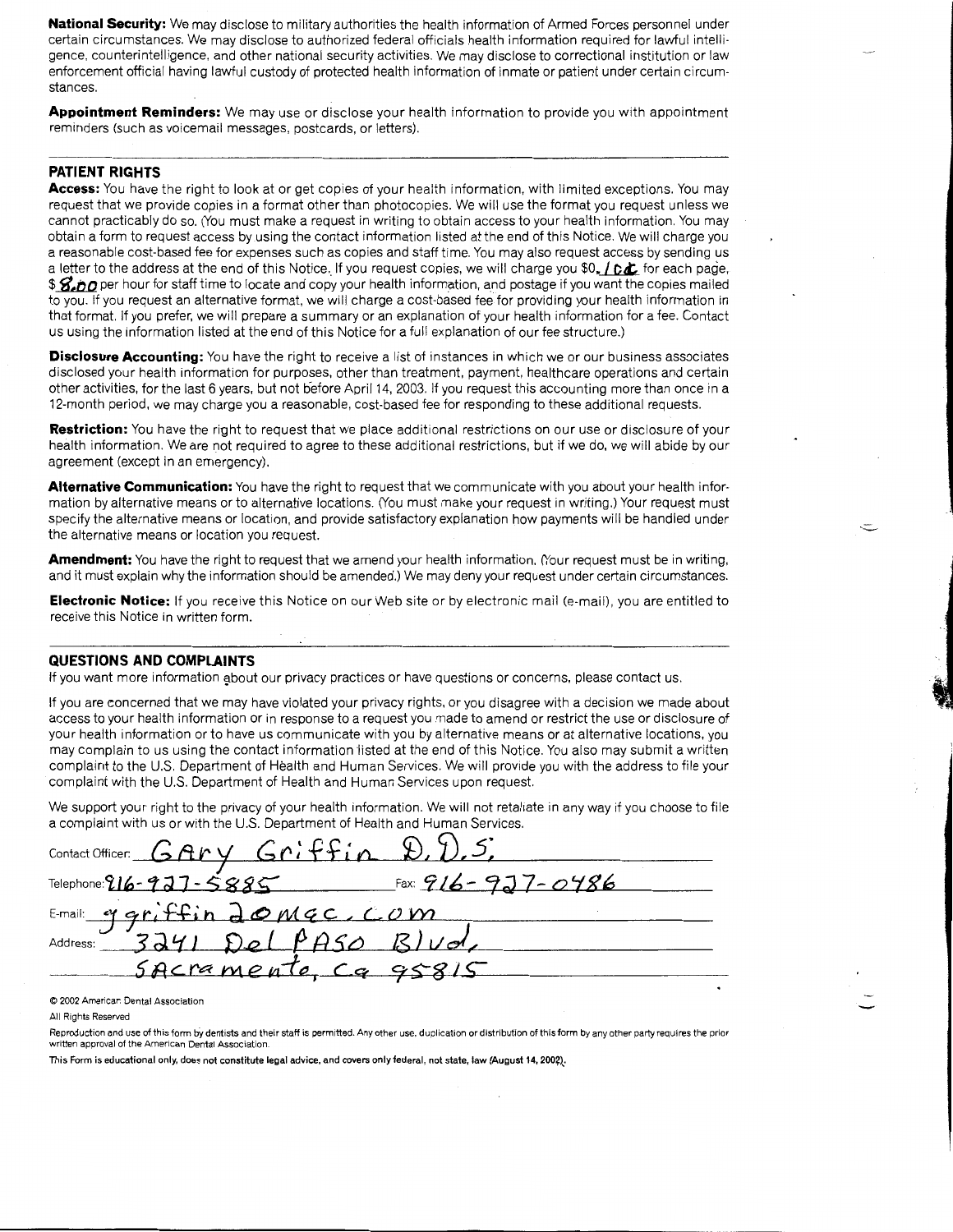**National Security:** We may disclose to military authorities the health information of Armed Forces personnel under certain circumstances. We may disclose to authorized federal officials health information required for lawful intelligence, counterintelligence, and other national security activities. We may disclose to correctional institution or law enforcement official having lawful custody of protected health information of inmate or patient under certain circumstances.

**Appointment Reminders:** We may use or disclose your health information to provide you with appointment reminders (such as voicemail messages, postcards, or letters).

## PATIENT RIGHTS

**Access:** You have the right to look at or get copies of your health information, with limited exceptions. You may request that we provide copies in a format other than photocopies. We will use the format you request unless we cannot practicably do so. (You must make a request in writing to obtain access to your health information. You may obtain a form to request access by using the contact information listed at the end of this Notice. We will charge you a reasonable cost-based fee for expenses such as copies and staff time. You may also request access by sending us a letter to the address at the end of this Notice. If you request copies, we will charge you $0.10¢ for each page, $8.00 per hour for staff time to locate and copy your health information, and postage if you want the copies mailed to you. If you request an alternative format, we will charge a cost-based fee for providing your health information in that format. If you prefer, we will prepare a summary or an explanation of your health information for a fee. Contact us using the information listed at the end of this Notice for a full explanation of our fee structure.)

**Disclosure Accounting:** You have the right to receive a list of instances in which we or our business associates disclosed your health information for purposes, other than treatment, payment, healthcare operations and certain other activities, for the last 6 years, but not before April 14, 2003. If you request this accounting more than once in a 12-month period, we may charge you a reasonable, cost-based fee for responding to these additional requests.

**Restriction:** You have the right to request that we place additional restrictions on our use or disclosure of your health information. We are not required to agree to these additional restrictions, but if we do, we will abide by our agreement (except in an emergency).

**Alternative Communication:** You have the right to request that we communicate with you about your health information by alternative means or to alternative locations. (You must make your request in writing.) Your request must specify the alternative means or location, and provide satisfactory explanation how payments will be handled under the alternative means or location you request.

**Amendment:** You have the right to request that we amend your health information. (Your request must be in writing, and it must explain why the information should be amended.) We may deny your request under certain circumstances.

**Electronic Notice:** If you receive this Notice on our Web site or by electronic mail (e-mail), you are entitled to receive this Notice in written form.

## QUESTIONS AND COMPLAINTS

If you want more information about our privacy practices or have questions or concerns, please contact us.

If you are concerned that we may have violated your privacy rights, or you disagree with a decision we made about access to your health information or in response to a request you made to amend or restrict the use or disclosure of your health information or to have us communicate with you by alternative means or at alternative locations, you may complain to us using the contact information listed at the end of this Notice. You also may submit a written complaint to the U.S. Department of Health and Human Services. We will provide you with the address to file your complaint with the U.S. Department of Health and Human Services upon request.

We support your right to the privacy of your health information. We will not retaliate in any way if you choose to file a complaint with us or with the U.S. Department of Health and Human Services.

Contact Officer: GAry Griffin D.D.S.

Telephone: 916-927-5885 Fax: 916-927-0486

E-mail: ggriffin2omac.com

Address: 3241 Del PASO Blvd, SAcramento, Ca 95815

© 2002 American Dental Association

All Rights Reserved

Reproduction and use of this form by dentists and their staff is permitted. Any other use, duplication or distribution of this form by any other party requires the prior written approval of the American Dental Association.

This Form is educational only, does not constitute legal advice, and covers only federal, not state, law (August 14, 2002).